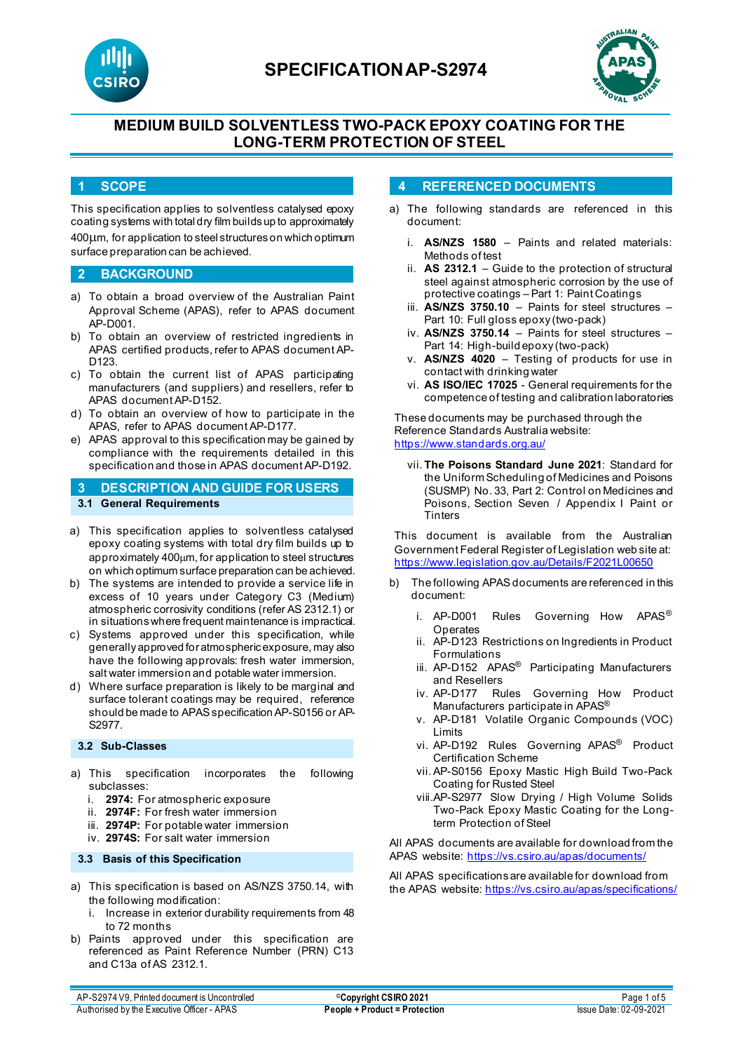# SPECIFICATION AP-S2974

## MEDIUM BUILD SOLVENTLESS TWO-PACK EPOXY COATING FOR THE LONG-TERM PROTECTION OF STEEL

## 1 SCOPE

This specification applies to solventless catalysed epoxy coating systems with total dry film builds up to approximately 400µm, for application to steel structures on which optimum surface preparation can be achieved.

## 2 BACKGROUND

a) To obtain a broad overview of the Australian Paint Approval Scheme (APAS), refer to APAS document AP-D001.
b) To obtain an overview of restricted ingredients in APAS certified products, refer to APAS document AP-D123.
c) To obtain the current list of APAS participating manufacturers (and suppliers) and resellers, refer to APAS document AP-D152.
d) To obtain an overview of how to participate in the APAS, refer to APAS document AP-D177.
e) APAS approval to this specification may be gained by compliance with the requirements detailed in this specification and those in APAS document AP-D192.

## 3 DESCRIPTION AND GUIDE FOR USERS

### 3.1 General Requirements

a) This specification applies to solventless catalysed epoxy coating systems with total dry film builds up to approximately 400µm, for application to steel structures on which optimum surface preparation can be achieved.
b) The systems are intended to provide a service life in excess of 10 years under Category C3 (Medium) atmospheric corrosivity conditions (refer AS 2312.1) or in situations where frequent maintenance is impractical.
c) Systems approved under this specification, while generally approved for atmospheric exposure, may also have the following approvals: fresh water immersion, salt water immersion and potable water immersion.
d) Where surface preparation is likely to be marginal and surface tolerant coatings may be required, reference should be made to APAS specification AP-S0156 or AP-S2977.

### 3.2 Sub-Classes

a) This specification incorporates the following subclasses:
   i. **2974:** For atmospheric exposure
   ii. **2974F:** For fresh water immersion
   iii. **2974P:** For potable water immersion
   iv. **2974S:** For salt water immersion

### 3.3 Basis of this Specification

a) This specification is based on AS/NZS 3750.14, with the following modification:
   i. Increase in exterior durability requirements from 48 to 72 months
b) Paints approved under this specification are referenced as Paint Reference Number (PRN) C13 and C13a of AS 2312.1.

## 4 REFERENCED DOCUMENTS

a) The following standards are referenced in this document:

   i. **AS/NZS 1580** – Paints and related materials: Methods of test
   ii. **AS 2312.1** – Guide to the protection of structural steel against atmospheric corrosion by the use of protective coatings – Part 1: Paint Coatings
   iii. **AS/NZS 3750.10** – Paints for steel structures – Part 10: Full gloss epoxy (two-pack)
   iv. **AS/NZS 3750.14** – Paints for steel structures – Part 14: High-build epoxy (two-pack)
   v. **AS/NZS 4020** – Testing of products for use in contact with drinking water
   vi. **AS ISO/IEC 17025** - General requirements for the competence of testing and calibration laboratories

   These documents may be purchased through the Reference Standards Australia website: https://www.standards.org.au/

   vii. **The Poisons Standard June 2021**: Standard for the Uniform Scheduling of Medicines and Poisons (SUSMP) No. 33, Part 2: Control on Medicines and Poisons, Section Seven / Appendix I Paint or Tinters

   This document is available from the Australian Government Federal Register of Legislation web site at: https://www.legislation.gov.au/Details/F2021L00650

b) The following APAS documents are referenced in this document:

   i. AP-D001 Rules Governing How APAS® Operates
   ii. AP-D123 Restrictions on Ingredients in Product Formulations
   iii. AP-D152 APAS® Participating Manufacturers and Resellers
   iv. AP-D177 Rules Governing How Product Manufacturers participate in APAS®
   v. AP-D181 Volatile Organic Compounds (VOC) Limits
   vi. AP-D192 Rules Governing APAS® Product Certification Scheme
   vii. AP-S0156 Epoxy Mastic High Build Two-Pack Coating for Rusted Steel
   viii. AP-S2977 Slow Drying / High Volume Solids Two-Pack Epoxy Mastic Coating for the Long-term Protection of Steel

All APAS documents are available for download from the APAS website: https://vs.csiro.au/apas/documents/

All APAS specifications are available for download from the APAS website: https://vs.csiro.au/apas/specifications/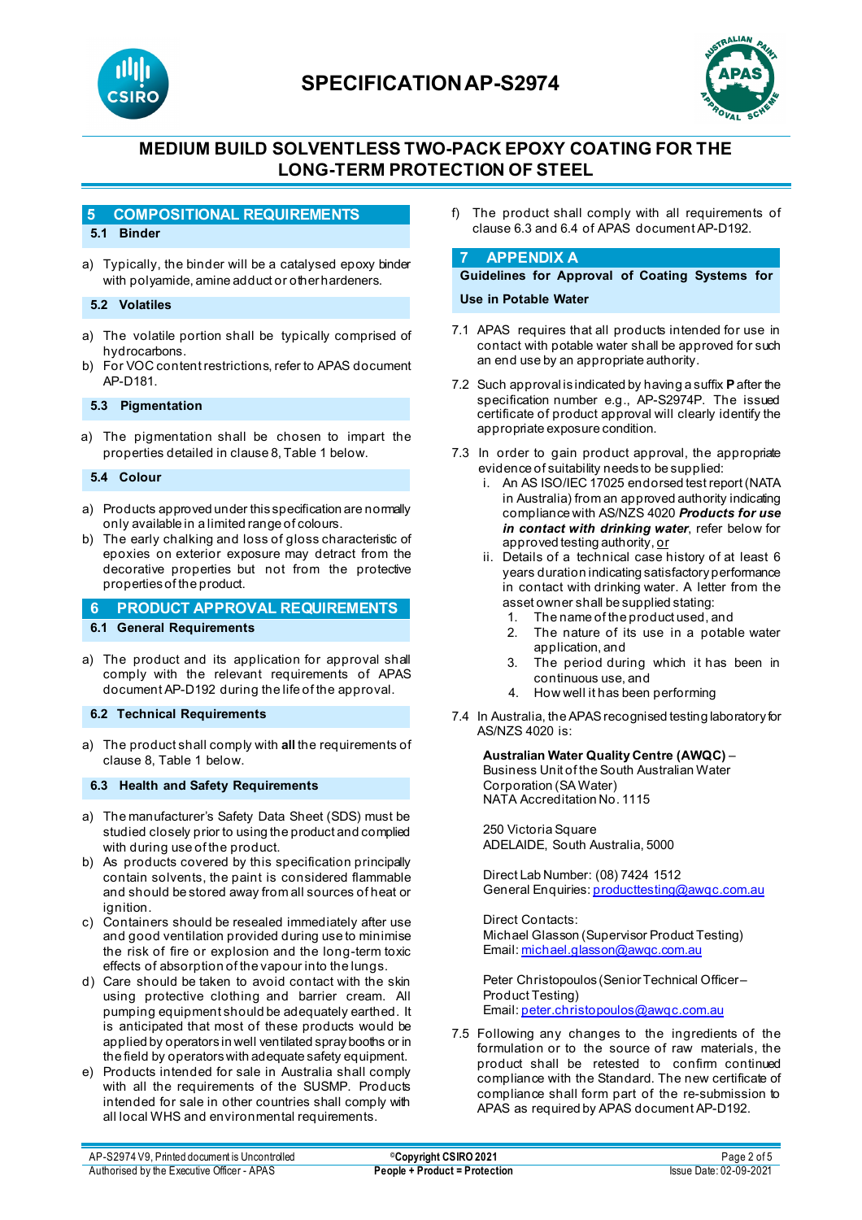# MEDIUM BUILD SOLVENTLESS TWO-PACK EPOXY COATING FOR THE LONG-TERM PROTECTION OF STEEL

## 5 COMPOSITIONAL REQUIREMENTS

### 5.1 Binder

a) Typically, the binder will be a catalysed epoxy binder with polyamide, amine adduct or other hardeners.

### 5.2 Volatiles

a) The volatile portion shall be typically comprised of hydrocarbons.
b) For VOC content restrictions, refer to APAS document AP-D181.

### 5.3 Pigmentation

a) The pigmentation shall be chosen to impart the properties detailed in clause 8, Table 1 below.

### 5.4 Colour

a) Products approved under this specification are normally only available in a limited range of colours.
b) The early chalking and loss of gloss characteristic of epoxies on exterior exposure may detract from the decorative properties but not from the protective properties of the product.

## 6 PRODUCT APPROVAL REQUIREMENTS

### 6.1 General Requirements

a) The product and its application for approval shall comply with the relevant requirements of APAS document AP-D192 during the life of the approval.

### 6.2 Technical Requirements

a) The product shall comply with **all** the requirements of clause 8, Table 1 below.

### 6.3 Health and Safety Requirements

a) The manufacturer's Safety Data Sheet (SDS) must be studied closely prior to using the product and complied with during use of the product.
b) As products covered by this specification principally contain solvents, the paint is considered flammable and should be stored away from all sources of heat or ignition.
c) Containers should be resealed immediately after use and good ventilation provided during use to minimise the risk of fire or explosion and the long-term toxic effects of absorption of the vapour into the lungs.
d) Care should be taken to avoid contact with the skin using protective clothing and barrier cream. All pumping equipment should be adequately earthed. It is anticipated that most of these products would be applied by operators in well ventilated spray booths or in the field by operators with adequate safety equipment.
e) Products intended for sale in Australia shall comply with all the requirements of the SUSMP. Products intended for sale in other countries shall comply with all local WHS and environmental requirements.
f) The product shall comply with all requirements of clause 6.3 and 6.4 of APAS document AP-D192.

## 7 APPENDIX A

### Guidelines for Approval of Coating Systems for Use in Potable Water

7.1 APAS requires that all products intended for use in contact with potable water shall be approved for such an end use by an appropriate authority.

7.2 Such approval is indicated by having a suffix **P** after the specification number e.g., AP-S2974P. The issued certificate of product approval will clearly identify the appropriate exposure condition.

7.3 In order to gain product approval, the appropriate evidence of suitability needs to be supplied:

i. An AS ISO/IEC 17025 endorsed test report (NATA in Australia) from an approved authority indicating compliance with AS/NZS 4020 ***Products for use in contact with drinking water***, refer below for approved testing authority, or
ii. Details of a technical case history of at least 6 years duration indicating satisfactory performance in contact with drinking water. A letter from the asset owner shall be supplied stating:
   1. The name of the product used, and
   2. The nature of its use in a potable water application, and
   3. The period during which it has been in continuous use, and
   4. How well it has been performing

7.4 In Australia, the APAS recognised testing laboratory for AS/NZS 4020 is:

**Australian Water Quality Centre (AWQC)** – Business Unit of the South Australian Water Corporation (SA Water)
NATA Accreditation No. 1115

250 Victoria Square
ADELAIDE, South Australia, 5000

Direct Lab Number: (08) 7424 1512
General Enquiries: producttesting@awqc.com.au

Direct Contacts:
Michael Glasson (Supervisor Product Testing)
Email: michael.glasson@awqc.com.au

Peter Christopoulos (Senior Technical Officer – Product Testing)
Email: peter.christopoulos@awqc.com.au

7.5 Following any changes to the ingredients of the formulation or to the source of raw materials, the product shall be retested to confirm continued compliance with the Standard. The new certificate of compliance shall form part of the re-submission to APAS as required by APAS document AP-D192.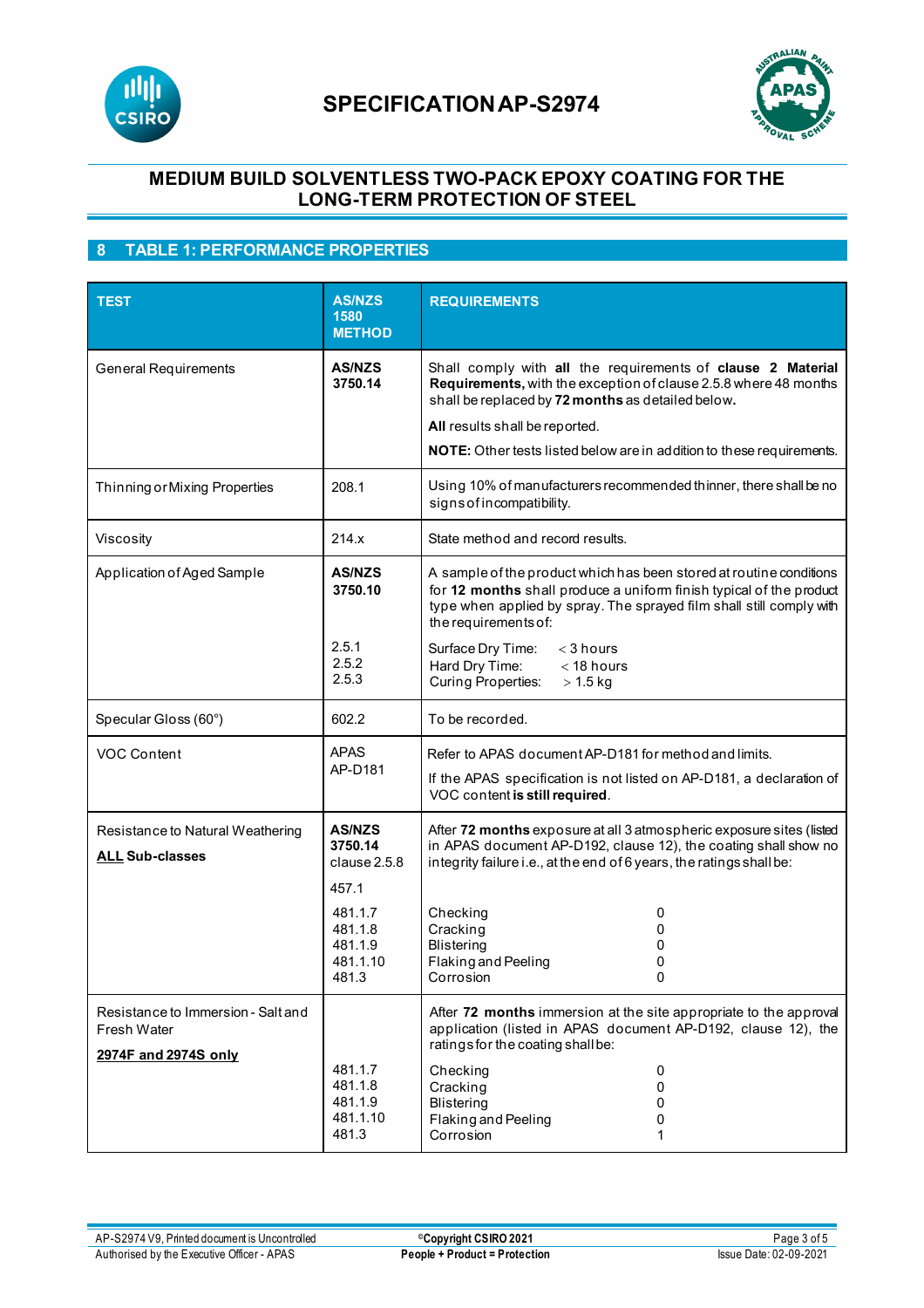# SPECIFICATION AP-S2974

## MEDIUM BUILD SOLVENTLESS TWO-PACK EPOXY COATING FOR THE LONG-TERM PROTECTION OF STEEL

## 8 TABLE 1: PERFORMANCE PROPERTIES

| TEST | AS/NZS 1580 METHOD | REQUIREMENTS |
|---|---|---|
| General Requirements | **AS/NZS 3750.14** | Shall comply with **all** the requirements of **clause 2 Material Requirements,** with the exception of clause 2.5.8 where 48 months shall be replaced by **72 months** as detailed below**.**<br><br>**All** results shall be reported.<br><br>**NOTE:** Other tests listed below are in addition to these requirements. |
| Thinning or Mixing Properties | 208.1 | Using 10% of manufacturers recommended thinner, there shall be no signs of incompatibility. |
| Viscosity | 214.x | State method and record results. |
| Application of Aged Sample | **AS/NZS 3750.10**<br><br>2.5.1<br>2.5.2<br>2.5.3 | A sample of the product which has been stored at routine conditions for **12 months** shall produce a uniform finish typical of the product type when applied by spray. The sprayed film shall still comply with the requirements of:<br><br>Surface Dry Time: < 3 hours<br>Hard Dry Time: < 18 hours<br>Curing Properties: > 1.5 kg |
| Specular Gloss (60°) | 602.2 | To be recorded. |
| VOC Content | APAS AP-D181 | Refer to APAS document AP-D181 for method and limits.<br><br>If the APAS specification is not listed on AP-D181, a declaration of VOC content **is still required**. |
| Resistance to Natural Weathering<br><br>**ALL Sub-classes** | **AS/NZS 3750.14** clause 2.5.8<br><br>457.1<br><br>481.1.7<br>481.1.8<br>481.1.9<br>481.1.10<br>481.3 | After **72 months** exposure at all 3 atmospheric exposure sites (listed in APAS document AP-D192, clause 12), the coating shall show no integrity failure i.e., at the end of 6 years, the ratings shall be:<br><br>Checking 0<br>Cracking 0<br>Blistering 0<br>Flaking and Peeling 0<br>Corrosion 0 |
| Resistance to Immersion - Salt and Fresh Water<br><br>**2974F and 2974S only** | 481.1.7<br>481.1.8<br>481.1.9<br>481.1.10<br>481.3 | After **72 months** immersion at the site appropriate to the approval application (listed in APAS document AP-D192, clause 12), the ratings for the coating shall be:<br><br>Checking 0<br>Cracking 0<br>Blistering 0<br>Flaking and Peeling 0<br>Corrosion 1 |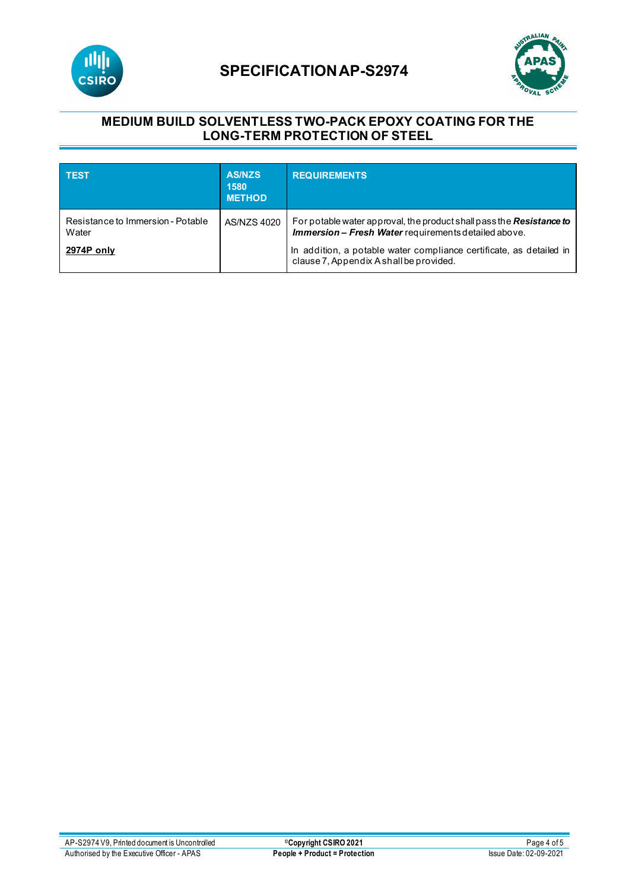# SPECIFICATION AP-S2974

## MEDIUM BUILD SOLVENTLESS TWO-PACK EPOXY COATING FOR THE LONG-TERM PROTECTION OF STEEL

| TEST | AS/NZS 1580 METHOD | REQUIREMENTS |
|---|---|---|
| Resistance to Immersion - Potable Water<br><br>**2974P only** | AS/NZS 4020 | For potable water approval, the product shall pass the ***Resistance to Immersion – Fresh Water*** requirements detailed above.<br><br>In addition, a potable water compliance certificate, as detailed in clause 7, Appendix A shall be provided. |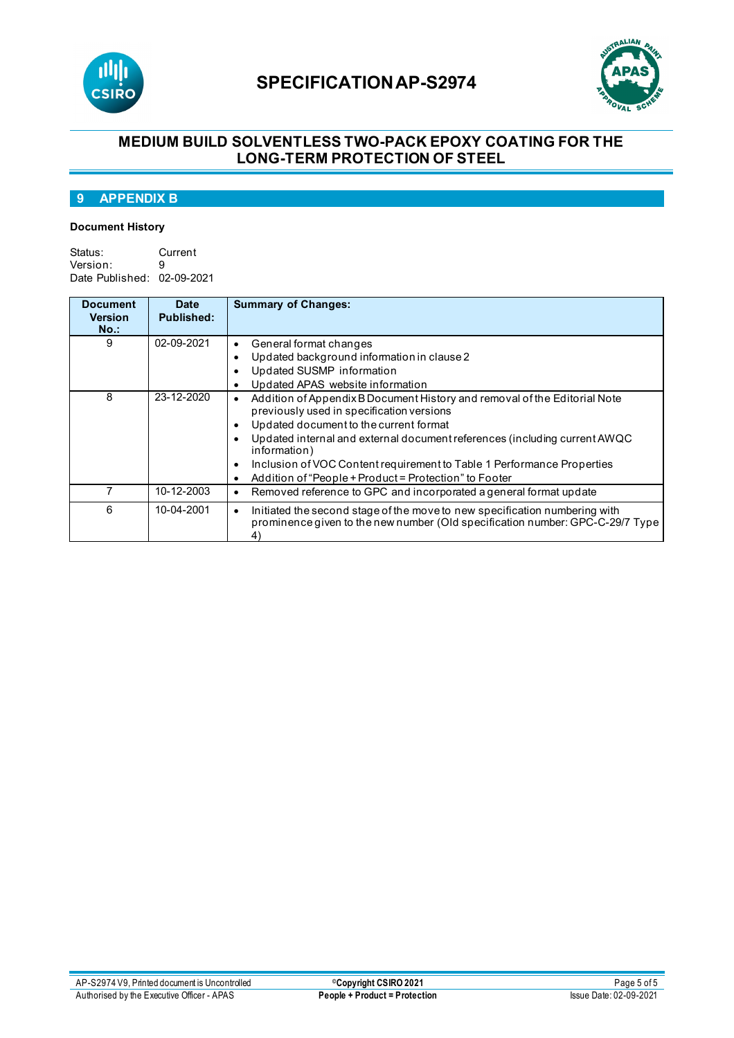## 9 APPENDIX B

**Document History**

Status: Current
Version: 9
Date Published: 02-09-2021

| Document Version No.: | Date Published: | Summary of Changes: |
|---|---|---|
| 9 | 02-09-2021 | • General format changes<br>• Updated background information in clause 2<br>• Updated SUSMP information<br>• Updated APAS website information |
| 8 | 23-12-2020 | • Addition of Appendix B Document History and removal of the Editorial Note previously used in specification versions<br>• Updated document to the current format<br>• Updated internal and external document references (including current AWQC information)<br>• Inclusion of VOC Content requirement to Table 1 Performance Properties<br>• Addition of "People + Product = Protection" to Footer |
| 7 | 10-12-2003 | • Removed reference to GPC and incorporated a general format update |
| 6 | 10-04-2001 | • Initiated the second stage of the move to new specification numbering with prominence given to the new number (Old specification number: GPC-C-29/7 Type 4) |